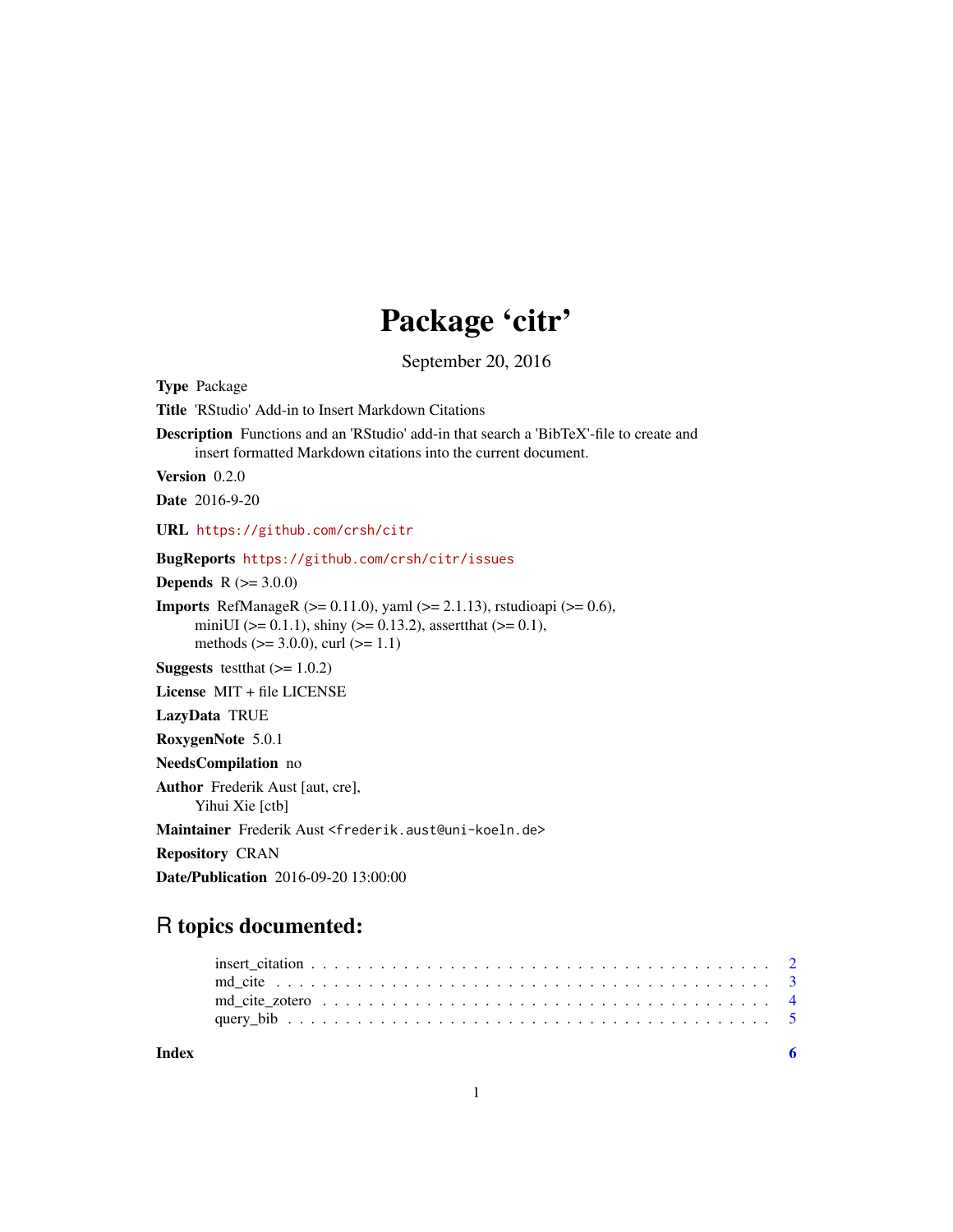# Package 'citr'

September 20, 2016

**Type** Package

**Title** 'RStudio' Add-in to Insert Markdown Citations

**Description** Functions and an 'RStudio' add-in that search a 'BibTeX'-file to create and insert formatted Markdown citations into the current document.

**Version** 0.2.0

**Date** 2016-9-20

**URL** https://github.com/crsh/citr

**BugReports** https://github.com/crsh/citr/issues

**Depends** R (>= 3.0.0)

**Imports** RefManageR (>= 0.11.0), yaml (>= 2.1.13), rstudioapi (>= 0.6), miniUI (>= 0.1.1), shiny (>= 0.13.2), assertthat (>= 0.1), methods (>= 3.0.0), curl (>= 1.1)

**Suggests** testthat (>= 1.0.2)

**License** MIT + file LICENSE

**LazyData** TRUE

**RoxygenNote** 5.0.1

**NeedsCompilation** no

**Author** Frederik Aust [aut, cre], Yihui Xie [ctb]

**Maintainer** Frederik Aust <frederik.aust@uni-koeln.de>

**Repository** CRAN

**Date/Publication** 2016-09-20 13:00:00

## R topics documented:

- insert_citation . . . . . . . . . . 2
- md_cite . . . . . . . . . . 3
- md_cite_zotero . . . . . . . . . . 4
- query_bib . . . . . . . . . . 5

**Index** **6**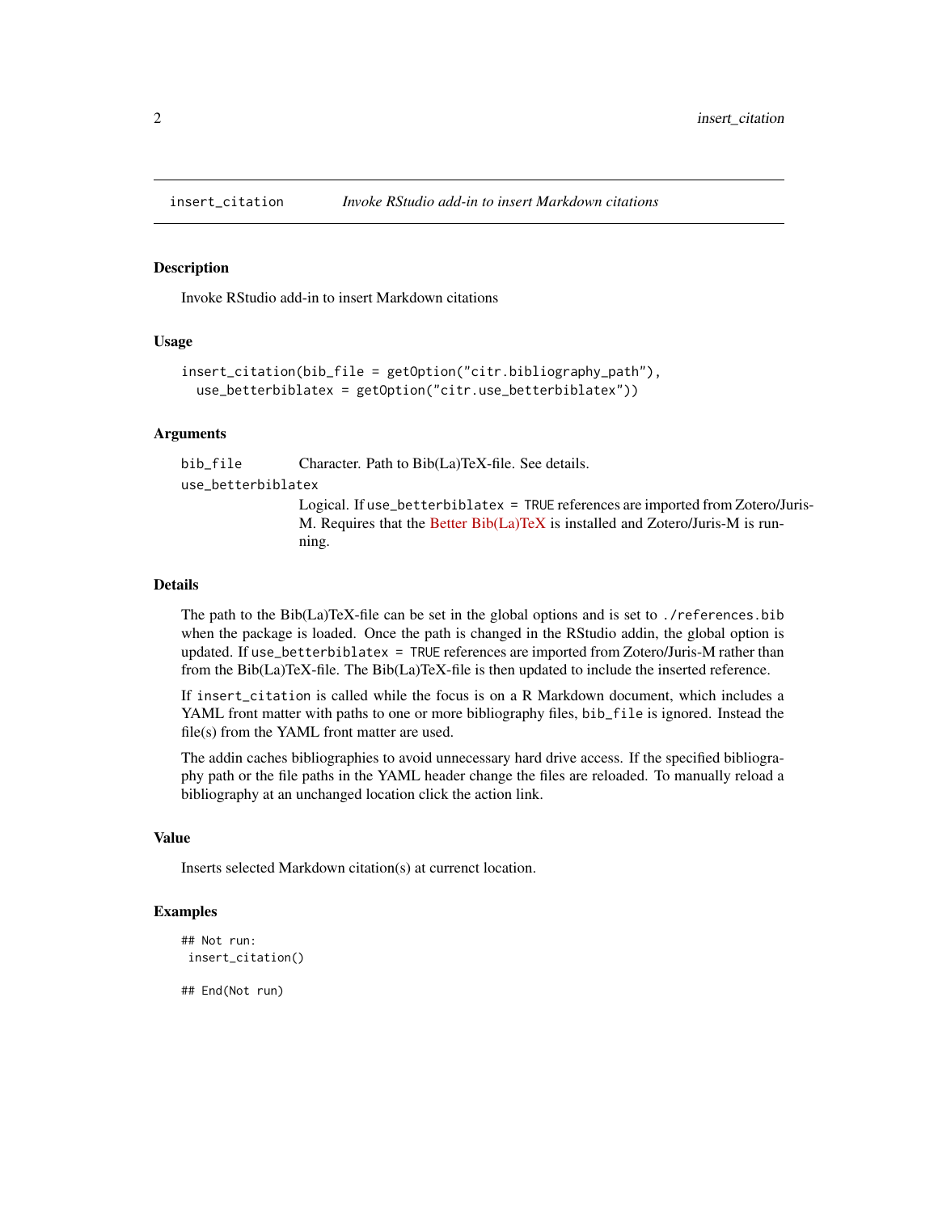# insert_citation — *Invoke RStudio add-in to insert Markdown citations*

## Description

Invoke RStudio add-in to insert Markdown citations

## Usage

```
insert_citation(bib_file = getOption("citr.bibliography_path"),
  use_betterbiblatex = getOption("citr.use_betterbiblatex"))
```

## Arguments

| | |
|---|---|
| `bib_file` | Character. Path to Bib(La)TeX-file. See details. |
| `use_betterbiblatex` | Logical. If `use_betterbiblatex = TRUE` references are imported from Zotero/Juris-M. Requires that the Better Bib(La)TeX is installed and Zotero/Juris-M is running. |

## Details

The path to the Bib(La)TeX-file can be set in the global options and is set to `./references.bib` when the package is loaded. Once the path is changed in the RStudio addin, the global option is updated. If `use_betterbiblatex = TRUE` references are imported from Zotero/Juris-M rather than from the Bib(La)TeX-file. The Bib(La)TeX-file is then updated to include the inserted reference.

If `insert_citation` is called while the focus is on a R Markdown document, which includes a YAML front matter with paths to one or more bibliography files, `bib_file` is ignored. Instead the file(s) from the YAML front matter are used.

The addin caches bibliographies to avoid unnecessary hard drive access. If the specified bibliography path or the file paths in the YAML header change the files are reloaded. To manually reload a bibliography at an unchanged location click the action link.

## Value

Inserts selected Markdown citation(s) at currenct location.

## Examples

```
## Not run:
 insert_citation()

## End(Not run)
```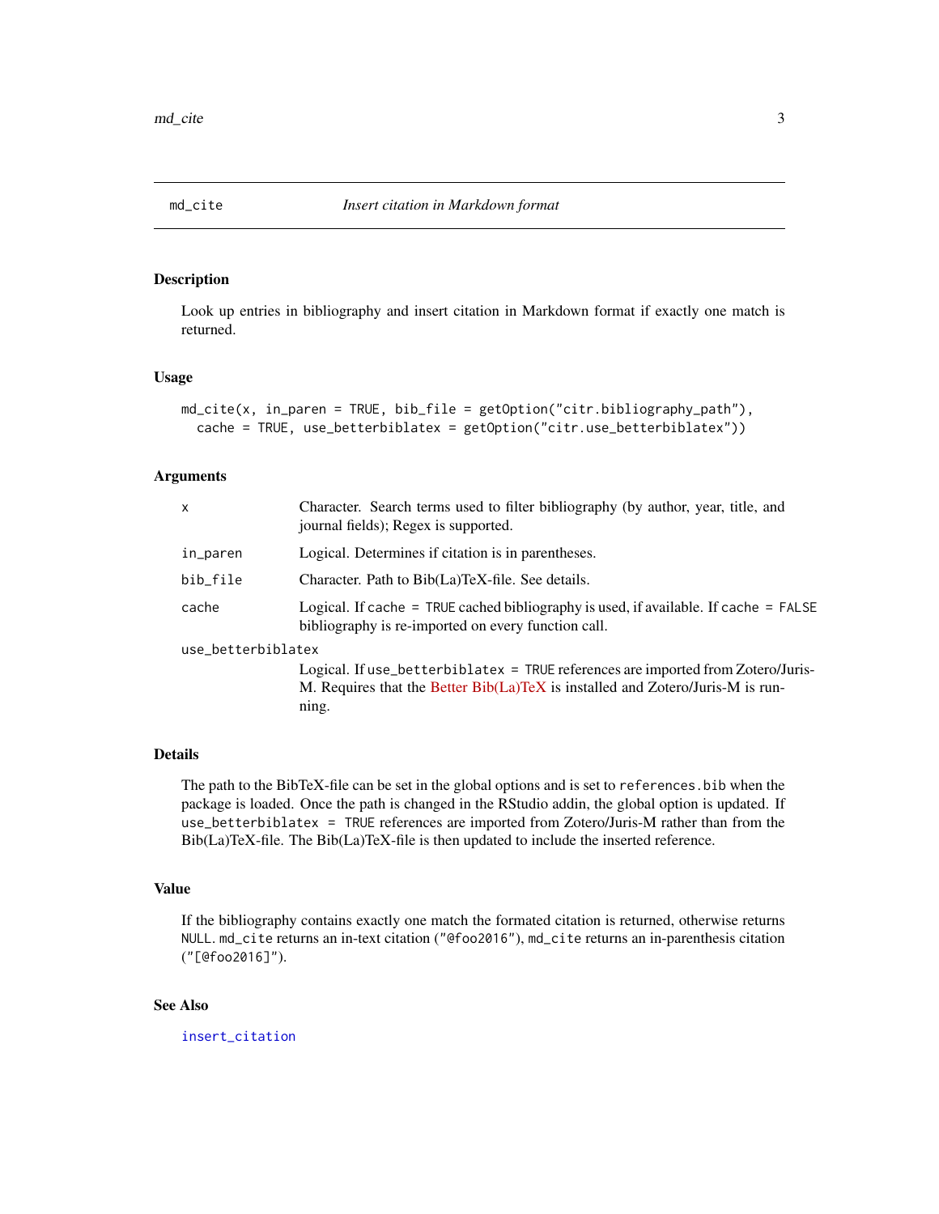## md_cite — *Insert citation in Markdown format*

### Description

Look up entries in bibliography and insert citation in Markdown format if exactly one match is returned.

### Usage

```
md_cite(x, in_paren = TRUE, bib_file = getOption("citr.bibliography_path"),
  cache = TRUE, use_betterbiblatex = getOption("citr.use_betterbiblatex"))
```

### Arguments

| | |
|---|---|
| `x` | Character. Search terms used to filter bibliography (by author, year, title, and journal fields); Regex is supported. |
| `in_paren` | Logical. Determines if citation is in parentheses. |
| `bib_file` | Character. Path to Bib(La)TeX-file. See details. |
| `cache` | Logical. If `cache = TRUE` cached bibliography is used, if available. If `cache = FALSE` bibliography is re-imported on every function call. |
| `use_betterbiblatex` | Logical. If `use_betterbiblatex = TRUE` references are imported from Zotero/Juris-M. Requires that the Better Bib(La)TeX is installed and Zotero/Juris-M is running. |

### Details

The path to the BibTeX-file can be set in the global options and is set to `references.bib` when the package is loaded. Once the path is changed in the RStudio addin, the global option is updated. If `use_betterbiblatex = TRUE` references are imported from Zotero/Juris-M rather than from the Bib(La)TeX-file. The Bib(La)TeX-file is then updated to include the inserted reference.

### Value

If the bibliography contains exactly one match the formated citation is returned, otherwise returns `NULL`. `md_cite` returns an in-text citation (`"@foo2016"`), `md_cite` returns an in-parenthesis citation (`"[@foo2016]"`).

### See Also

`insert_citation`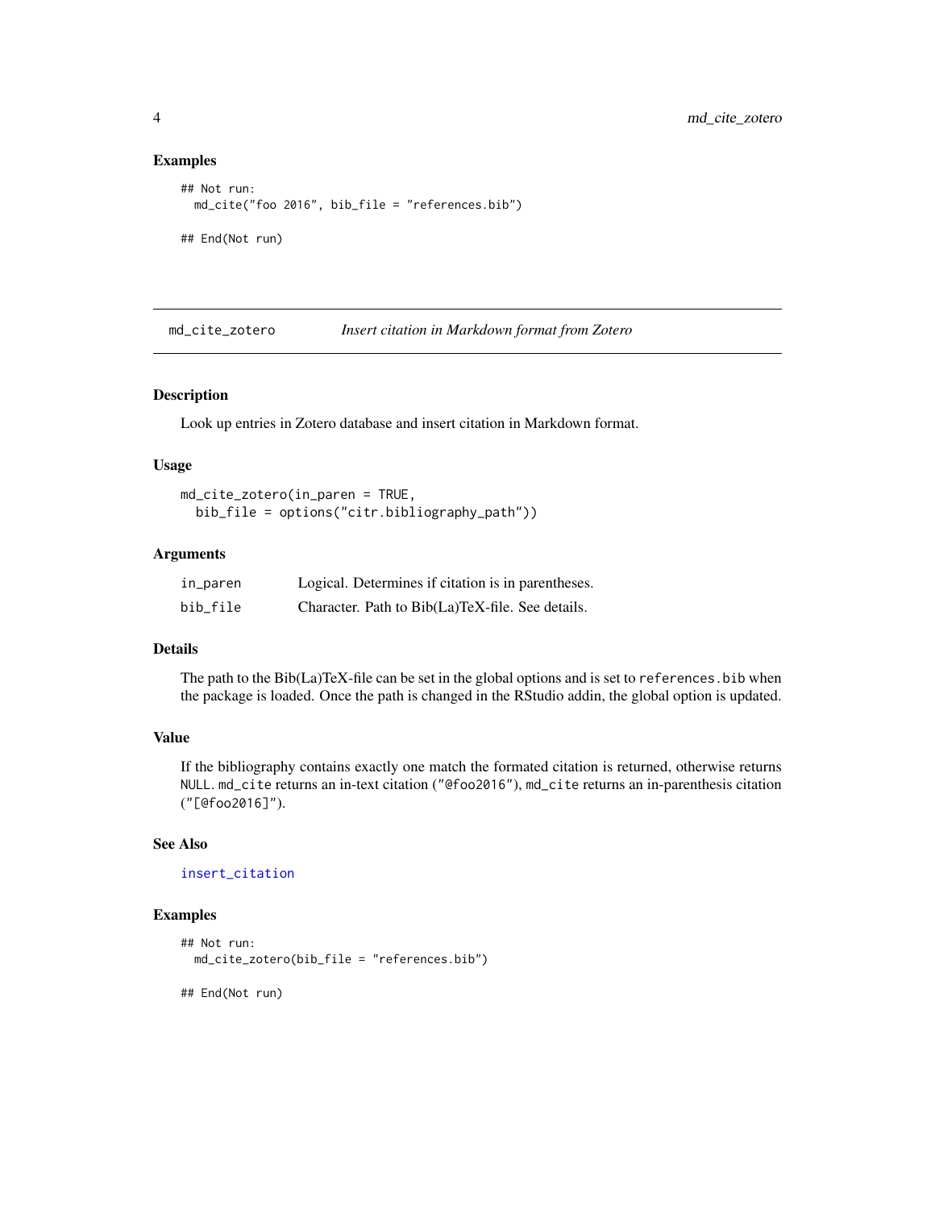### Examples

```
## Not run:
  md_cite("foo 2016", bib_file = "references.bib")

## End(Not run)
```

---

## md_cite_zotero *Insert citation in Markdown format from Zotero*

### Description

Look up entries in Zotero database and insert citation in Markdown format.

### Usage

```
md_cite_zotero(in_paren = TRUE,
  bib_file = options("citr.bibliography_path"))
```

### Arguments

| | |
|---|---|
| `in_paren` | Logical. Determines if citation is in parentheses. |
| `bib_file` | Character. Path to Bib(La)TeX-file. See details. |

### Details

The path to the Bib(La)TeX-file can be set in the global options and is set to `references.bib` when the package is loaded. Once the path is changed in the RStudio addin, the global option is updated.

### Value

If the bibliography contains exactly one match the formated citation is returned, otherwise returns `NULL`. `md_cite` returns an in-text citation (`"@foo2016"`), `md_cite` returns an in-parenthesis citation (`"[@foo2016]"`).

### See Also

`insert_citation`

### Examples

```
## Not run:
  md_cite_zotero(bib_file = "references.bib")

## End(Not run)
```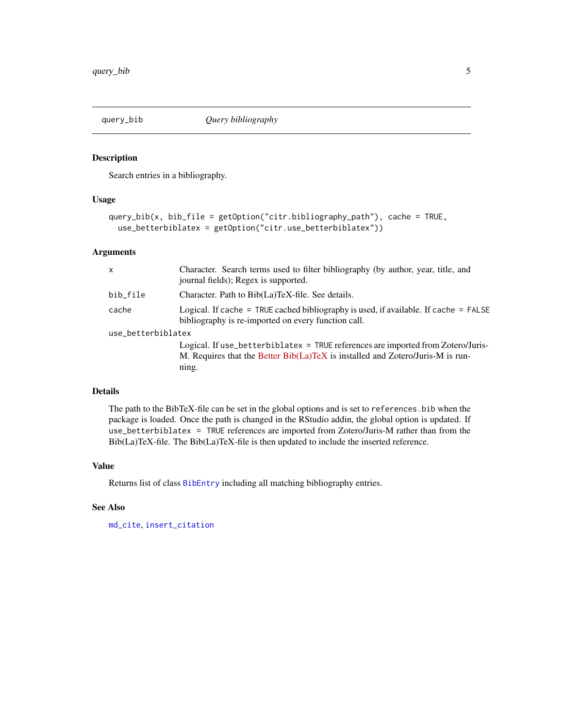## query_bib — *Query bibliography*

### Description

Search entries in a bibliography.

### Usage

```
query_bib(x, bib_file = getOption("citr.bibliography_path"), cache = TRUE,
  use_betterbiblatex = getOption("citr.use_betterbiblatex"))
```

### Arguments

| Argument | Description |
| --- | --- |
| `x` | Character. Search terms used to filter bibliography (by author, year, title, and journal fields); Regex is supported. |
| `bib_file` | Character. Path to Bib(La)TeX-file. See details. |
| `cache` | Logical. If `cache = TRUE` cached bibliography is used, if available. If `cache = FALSE` bibliography is re-imported on every function call. |
| `use_betterbiblatex` | Logical. If `use_betterbiblatex = TRUE` references are imported from Zotero/Juris-M. Requires that the Better Bib(La)TeX is installed and Zotero/Juris-M is running. |

### Details

The path to the BibTeX-file can be set in the global options and is set to `references.bib` when the package is loaded. Once the path is changed in the RStudio addin, the global option is updated. If `use_betterbiblatex = TRUE` references are imported from Zotero/Juris-M rather than from the Bib(La)TeX-file. The Bib(La)TeX-file is then updated to include the inserted reference.

### Value

Returns list of class `BibEntry` including all matching bibliography entries.

### See Also

`md_cite`, `insert_citation`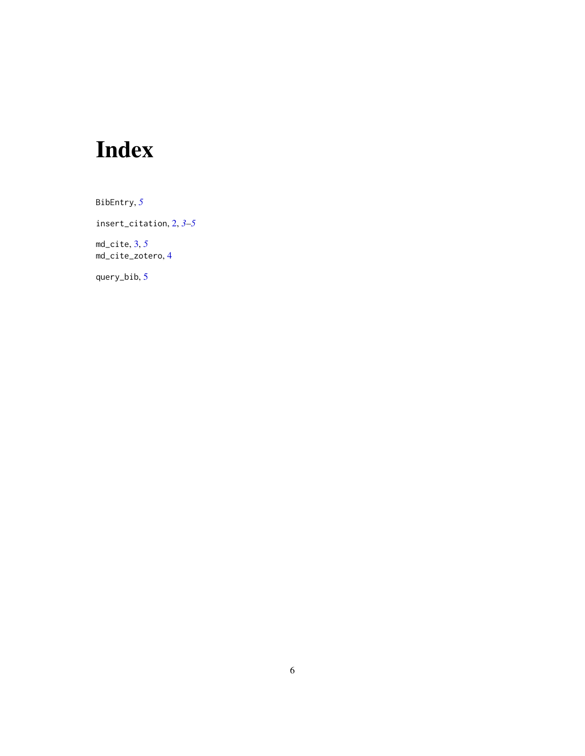# Index

BibEntry, *5*

insert_citation, 2, *3–5*

md_cite, 3, *5*
md_cite_zotero, 4

query_bib, 5